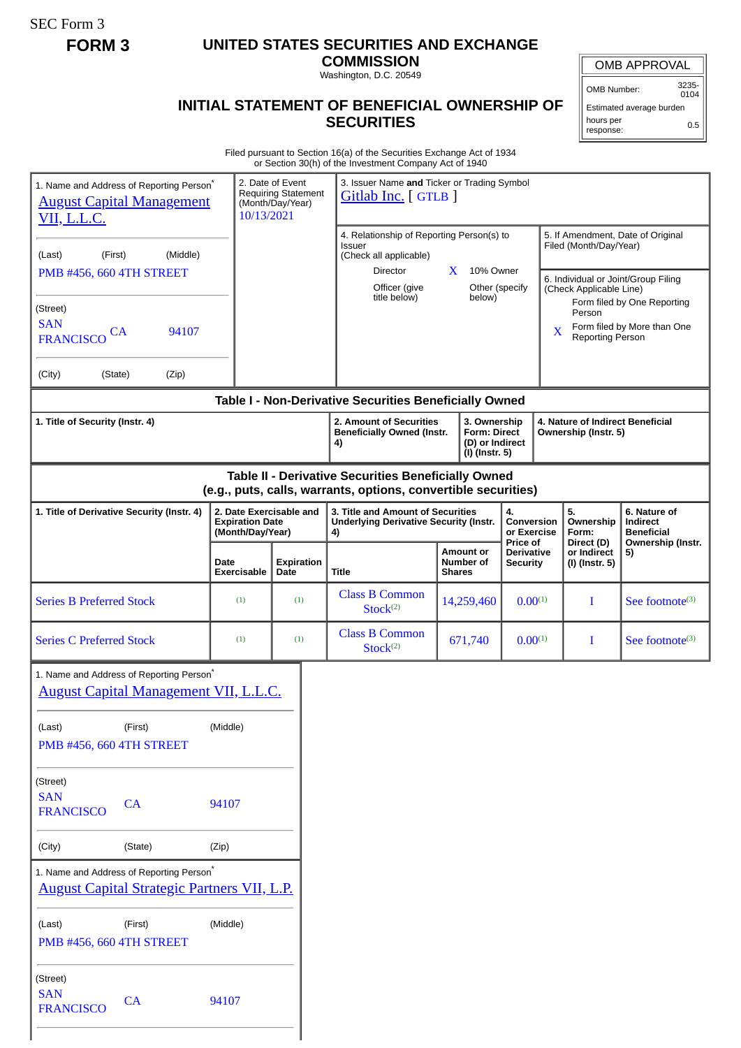SEC Form 3

**FORM 3**

# UNITED STATES SECURITIES AND EXCHANGE COMMISSION

Washington, D.C. 20549

## INITIAL STATEMENT OF BENEFICIAL OWNERSHIP OF SECURITIES

| OMB APPROVAL | |
|---|---|
| OMB Number: | 3235-0104 |
| Estimated average burden | |
| hours per response: | 0.5 |

Filed pursuant to Section 16(a) of the Securities Exchange Act of 1934 or Section 30(h) of the Investment Company Act of 1940

1. Name and Address of Reporting Person*
August Capital Management VII, L.L.C.

(Last) (First) (Middle)
PMB #456, 660 4TH STREET

(Street)
SAN FRANCISCO CA 94107

(City) (State) (Zip)

2. Date of Event Requiring Statement (Month/Day/Year)
10/13/2021

3. Issuer Name **and** Ticker or Trading Symbol
Gitlab Inc. [ GTLB ]

4. Relationship of Reporting Person(s) to Issuer (Check all applicable)
- Director
- X 10% Owner
- Officer (give title below)
- Other (specify below)

5. If Amendment, Date of Original Filed (Month/Day/Year)

6. Individual or Joint/Group Filing (Check Applicable Line)
- Form filed by One Reporting Person
- X Form filed by More than One Reporting Person

**Table I - Non-Derivative Securities Beneficially Owned**

| 1. Title of Security (Instr. 4) | 2. Amount of Securities Beneficially Owned (Instr. 4) | 3. Ownership Form: Direct (D) or Indirect (I) (Instr. 5) | 4. Nature of Indirect Beneficial Ownership (Instr. 5) |
|---|---|---|---|

**Table II - Derivative Securities Beneficially Owned (e.g., puts, calls, warrants, options, convertible securities)**

| 1. Title of Derivative Security (Instr. 4) | 2. Date Exercisable and Expiration Date (Month/Day/Year) | | 3. Title and Amount of Securities Underlying Derivative Security (Instr. 4) | | 4. Conversion or Exercise Price of Derivative Security | 5. Ownership Form: Direct (D) or Indirect (I) (Instr. 5) | 6. Nature of Indirect Beneficial Ownership (Instr. 5) |
|---|---|---|---|---|---|---|---|
| | Date Exercisable | Expiration Date | Title | Amount or Number of Shares | | | |
| Series B Preferred Stock | (1) | (1) | Class B Common Stock(2) | 14,259,460 | 0.00(1) | I | See footnote(3) |
| Series C Preferred Stock | (1) | (1) | Class B Common Stock(2) | 671,740 | 0.00(1) | I | See footnote(3) |

1. Name and Address of Reporting Person*
August Capital Management VII, L.L.C.

(Last) (First) (Middle)
PMB #456, 660 4TH STREET

(Street)
SAN FRANCISCO CA 94107

(City) (State) (Zip)

1. Name and Address of Reporting Person*
August Capital Strategic Partners VII, L.P.

(Last) (First) (Middle)
PMB #456, 660 4TH STREET

(Street)
SAN FRANCISCO CA 94107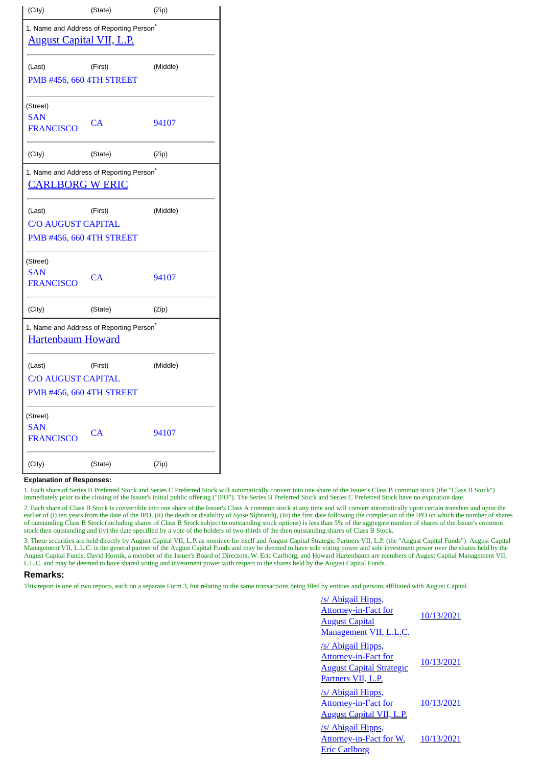| (City) | (State) | (Zip) |
|---|---|---|

| 1. Name and Address of Reporting Person* | | |
|---|---|---|
| August Capital VII, L.P. | | |
| (Last) | (First) | (Middle) |
| PMB #456, 660 4TH STREET | | |
| (Street) | | |
| SAN FRANCISCO | CA | 94107 |
| (City) | (State) | (Zip) |

| 1. Name and Address of Reporting Person* | | |
|---|---|---|
| CARLBORG W ERIC | | |
| (Last) | (First) | (Middle) |
| C/O AUGUST CAPITAL | | |
| PMB #456, 660 4TH STREET | | |
| (Street) | | |
| SAN FRANCISCO | CA | 94107 |
| (City) | (State) | (Zip) |

| 1. Name and Address of Reporting Person* | | |
|---|---|---|
| Hartenbaum Howard | | |
| (Last) | (First) | (Middle) |
| C/O AUGUST CAPITAL | | |
| PMB #456, 660 4TH STREET | | |
| (Street) | | |
| SAN FRANCISCO | CA | 94107 |
| (City) | (State) | (Zip) |

**Explanation of Responses:**

1. Each share of Series B Preferred Stock and Series C Preferred Stock will automatically convert into one share of the Issuer's Class B common stock (the "Class B Stock") immediately prior to the closing of the Issuer's initial public offering ("IPO"). The Series B Preferred Stock and Series C Preferred Stock have no expiration date.

2. Each share of Class B Stock is convertible into one share of the Issuer's Class A common stock at any time and will convert automatically upon certain transfers and upon the earlier of (i) ten years from the date of the IPO, (ii) the death or disability of Sytse Sijbrandij, (iii) the first date following the completion of the IPO on which the number of shares of outstanding Class B Stock (including shares of Class B Stock subject to outstanding stock options) is less than 5% of the aggregate number of shares of the Issuer's common stock then outstanding and (iv) the date specified by a vote of the holders of two-thirds of the then outstanding shares of Class B Stock.

3. These securities are held directly by August Capital VII, L.P. as nominee for itself and August Capital Strategic Partners VII, L.P. (the "August Capital Funds"). August Capital Management VII, L.L.C. is the general partner of the August Capital Funds and may be deemed to have sole voting power and sole investment power over the shares held by the August Capital Funds. David Hornik, a member of the Issuer's Board of Directors, W. Eric Carlborg, and Howard Hartenbaum are members of August Capital Management VII, L.L.C. and may be deemed to have shared voting and investment power with respect to the shares held by the August Capital Funds.

## Remarks:

This report is one of two reports, each on a separate Form 3, but relating to the same transactions being filed by entities and persons affiliated with August Capital.

| | |
|---|---|
| /s/ Abigail Hipps, Attorney-in-Fact for August Capital Management VII, L.L.C. | 10/13/2021 |
| /s/ Abigail Hipps, Attorney-in-Fact for August Capital Strategic Partners VII, L.P. | 10/13/2021 |
| /s/ Abigail Hipps, Attorney-in-Fact for August Capital VII, L.P. | 10/13/2021 |
| /s/ Abigail Hipps, Attorney-in-Fact for W. Eric Carlborg | 10/13/2021 |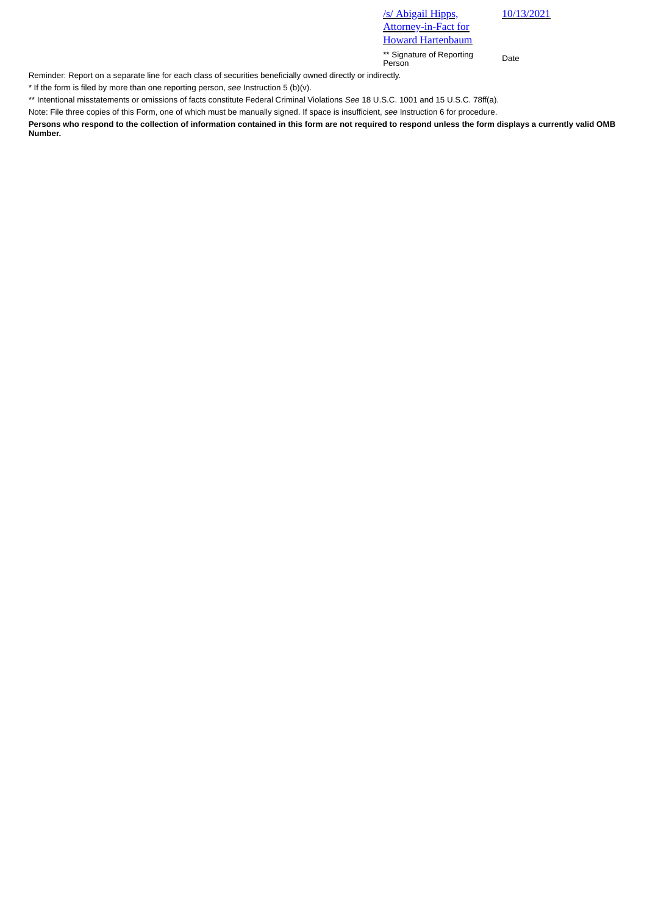| /s/ Abigail Hipps, Attorney-in-Fact for Howard Hartenbaum | 10/13/2021 |
| --- | --- |
| ** Signature of Reporting Person | Date |

Reminder: Report on a separate line for each class of securities beneficially owned directly or indirectly.

* If the form is filed by more than one reporting person, *see* Instruction 5 (b)(v).

** Intentional misstatements or omissions of facts constitute Federal Criminal Violations *See* 18 U.S.C. 1001 and 15 U.S.C. 78ff(a).

Note: File three copies of this Form, one of which must be manually signed. If space is insufficient, *see* Instruction 6 for procedure.

**Persons who respond to the collection of information contained in this form are not required to respond unless the form displays a currently valid OMB Number.**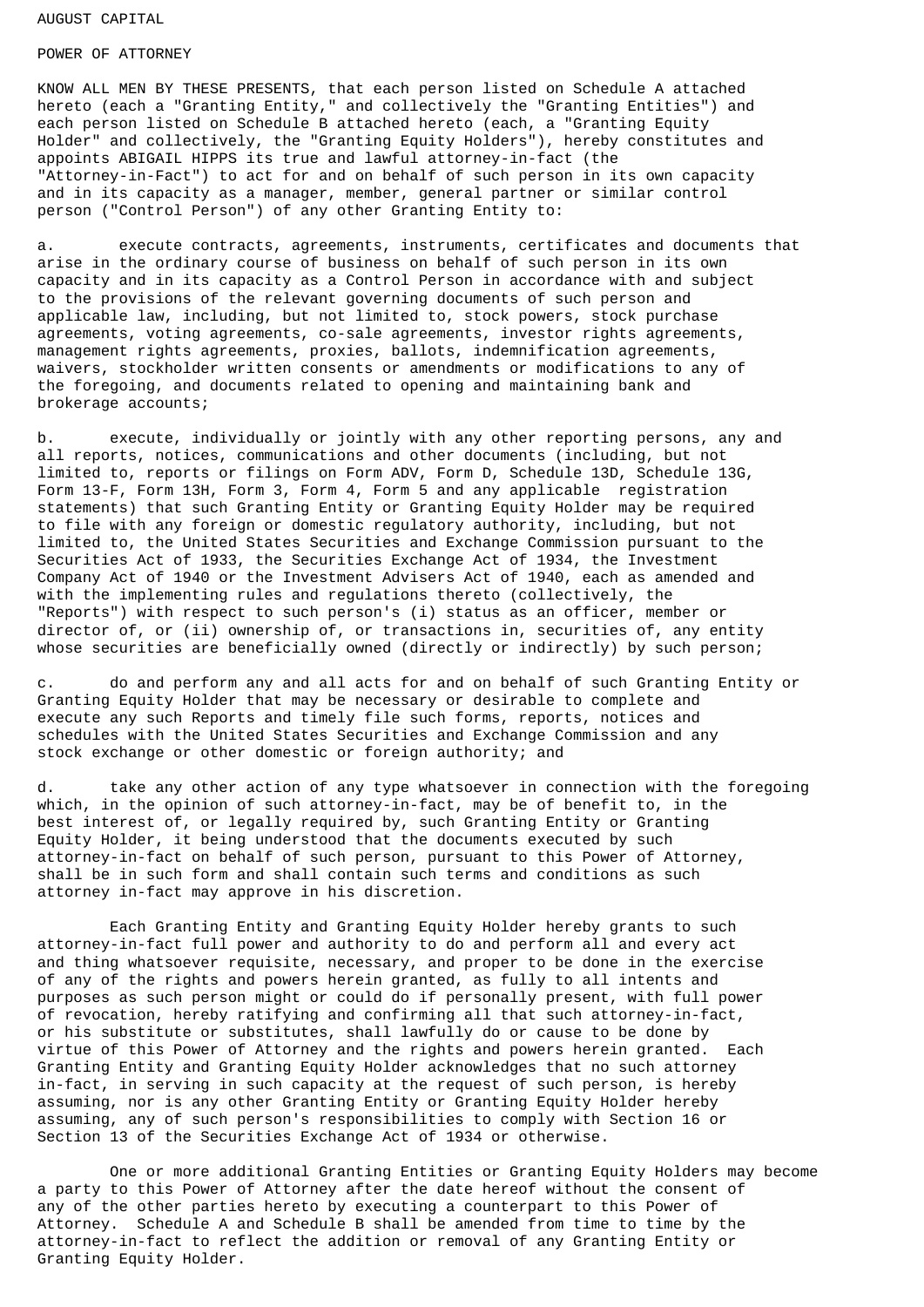AUGUST CAPITAL

POWER OF ATTORNEY

KNOW ALL MEN BY THESE PRESENTS, that each person listed on Schedule A attached hereto (each a "Granting Entity," and collectively the "Granting Entities") and each person listed on Schedule B attached hereto (each, a "Granting Equity Holder" and collectively, the "Granting Equity Holders"), hereby constitutes and appoints ABIGAIL HIPPS its true and lawful attorney-in-fact (the "Attorney-in-Fact") to act for and on behalf of such person in its own capacity and in its capacity as a manager, member, general partner or similar control person ("Control Person") of any other Granting Entity to:

a. execute contracts, agreements, instruments, certificates and documents that arise in the ordinary course of business on behalf of such person in its own capacity and in its capacity as a Control Person in accordance with and subject to the provisions of the relevant governing documents of such person and applicable law, including, but not limited to, stock powers, stock purchase agreements, voting agreements, co-sale agreements, investor rights agreements, management rights agreements, proxies, ballots, indemnification agreements, waivers, stockholder written consents or amendments or modifications to any of the foregoing, and documents related to opening and maintaining bank and brokerage accounts;

b. execute, individually or jointly with any other reporting persons, any and all reports, notices, communications and other documents (including, but not limited to, reports or filings on Form ADV, Form D, Schedule 13D, Schedule 13G, Form 13-F, Form 13H, Form 3, Form 4, Form 5 and any applicable registration statements) that such Granting Entity or Granting Equity Holder may be required to file with any foreign or domestic regulatory authority, including, but not limited to, the United States Securities and Exchange Commission pursuant to the Securities Act of 1933, the Securities Exchange Act of 1934, the Investment Company Act of 1940 or the Investment Advisers Act of 1940, each as amended and with the implementing rules and regulations thereto (collectively, the "Reports") with respect to such person's (i) status as an officer, member or director of, or (ii) ownership of, or transactions in, securities of, any entity whose securities are beneficially owned (directly or indirectly) by such person;

c. do and perform any and all acts for and on behalf of such Granting Entity or Granting Equity Holder that may be necessary or desirable to complete and execute any such Reports and timely file such forms, reports, notices and schedules with the United States Securities and Exchange Commission and any stock exchange or other domestic or foreign authority; and

d. take any other action of any type whatsoever in connection with the foregoing which, in the opinion of such attorney-in-fact, may be of benefit to, in the best interest of, or legally required by, such Granting Entity or Granting Equity Holder, it being understood that the documents executed by such attorney-in-fact on behalf of such person, pursuant to this Power of Attorney, shall be in such form and shall contain such terms and conditions as such attorney in-fact may approve in his discretion.

Each Granting Entity and Granting Equity Holder hereby grants to such attorney-in-fact full power and authority to do and perform all and every act and thing whatsoever requisite, necessary, and proper to be done in the exercise of any of the rights and powers herein granted, as fully to all intents and purposes as such person might or could do if personally present, with full power of revocation, hereby ratifying and confirming all that such attorney-in-fact, or his substitute or substitutes, shall lawfully do or cause to be done by virtue of this Power of Attorney and the rights and powers herein granted. Each Granting Entity and Granting Equity Holder acknowledges that no such attorney in-fact, in serving in such capacity at the request of such person, is hereby assuming, nor is any other Granting Entity or Granting Equity Holder hereby assuming, any of such person's responsibilities to comply with Section 16 or Section 13 of the Securities Exchange Act of 1934 or otherwise.

One or more additional Granting Entities or Granting Equity Holders may become a party to this Power of Attorney after the date hereof without the consent of any of the other parties hereto by executing a counterpart to this Power of Attorney. Schedule A and Schedule B shall be amended from time to time by the attorney-in-fact to reflect the addition or removal of any Granting Entity or Granting Equity Holder.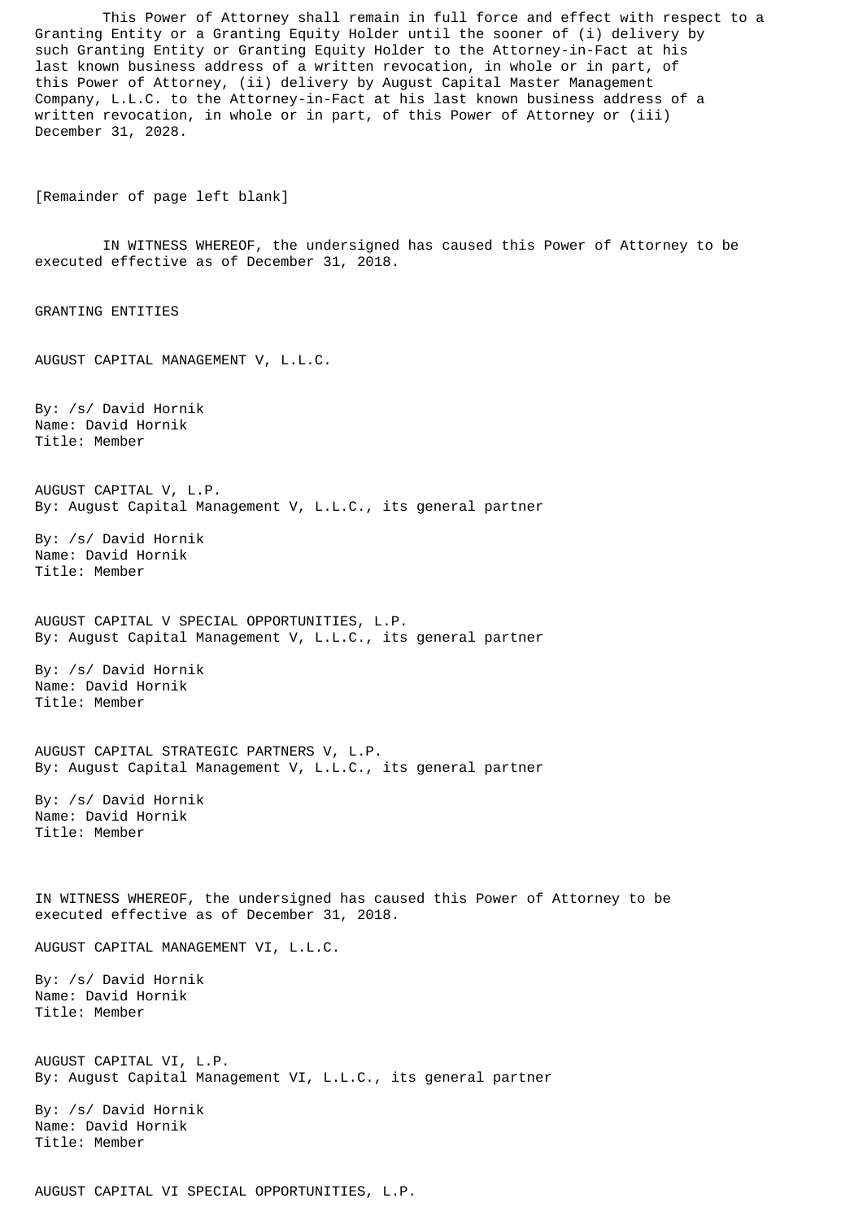This Power of Attorney shall remain in full force and effect with respect to a Granting Entity or a Granting Equity Holder until the sooner of (i) delivery by such Granting Entity or Granting Equity Holder to the Attorney-in-Fact at his last known business address of a written revocation, in whole or in part, of this Power of Attorney, (ii) delivery by August Capital Master Management Company, L.L.C. to the Attorney-in-Fact at his last known business address of a written revocation, in whole or in part, of this Power of Attorney or (iii) December 31, 2028.

[Remainder of page left blank]

IN WITNESS WHEREOF, the undersigned has caused this Power of Attorney to be executed effective as of December 31, 2018.

GRANTING ENTITIES

AUGUST CAPITAL MANAGEMENT V, L.L.C.

By: /s/ David Hornik
Name: David Hornik
Title: Member

AUGUST CAPITAL V, L.P.
By: August Capital Management V, L.L.C., its general partner

By: /s/ David Hornik
Name: David Hornik
Title: Member

AUGUST CAPITAL V SPECIAL OPPORTUNITIES, L.P.
By: August Capital Management V, L.L.C., its general partner

By: /s/ David Hornik
Name: David Hornik
Title: Member

AUGUST CAPITAL STRATEGIC PARTNERS V, L.P.
By: August Capital Management V, L.L.C., its general partner

By: /s/ David Hornik
Name: David Hornik
Title: Member

IN WITNESS WHEREOF, the undersigned has caused this Power of Attorney to be executed effective as of December 31, 2018.

AUGUST CAPITAL MANAGEMENT VI, L.L.C.

By: /s/ David Hornik
Name: David Hornik
Title: Member

AUGUST CAPITAL VI, L.P.
By: August Capital Management VI, L.L.C., its general partner

By: /s/ David Hornik
Name: David Hornik
Title: Member

AUGUST CAPITAL VI SPECIAL OPPORTUNITIES, L.P.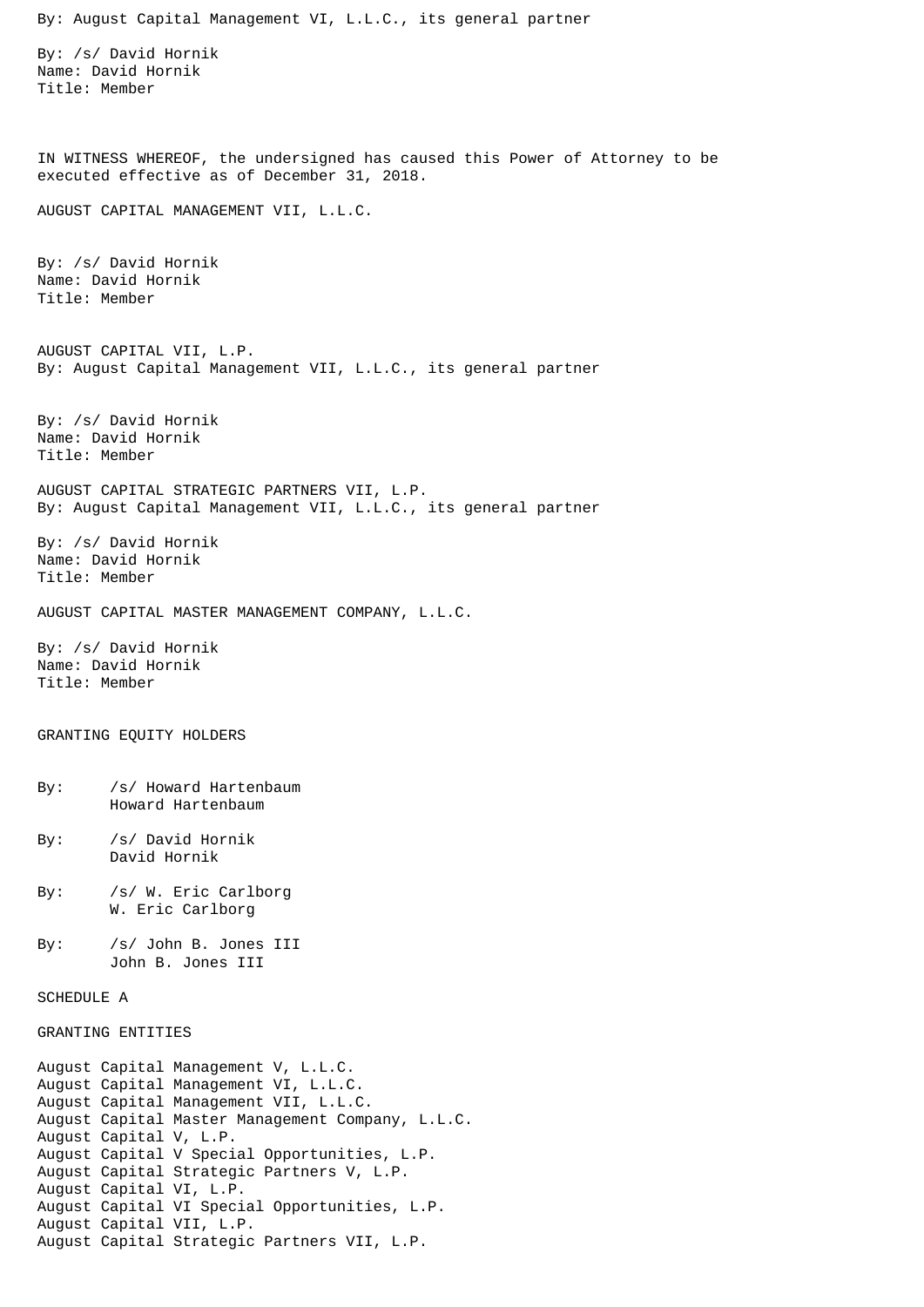By: August Capital Management VI, L.L.C., its general partner

By: /s/ David Hornik
Name: David Hornik
Title: Member

IN WITNESS WHEREOF, the undersigned has caused this Power of Attorney to be executed effective as of December 31, 2018.

AUGUST CAPITAL MANAGEMENT VII, L.L.C.

By: /s/ David Hornik
Name: David Hornik
Title: Member

AUGUST CAPITAL VII, L.P.
By: August Capital Management VII, L.L.C., its general partner

By: /s/ David Hornik
Name: David Hornik
Title: Member

AUGUST CAPITAL STRATEGIC PARTNERS VII, L.P.
By: August Capital Management VII, L.L.C., its general partner

By: /s/ David Hornik
Name: David Hornik
Title: Member

AUGUST CAPITAL MASTER MANAGEMENT COMPANY, L.L.C.

By: /s/ David Hornik
Name: David Hornik
Title: Member

GRANTING EQUITY HOLDERS

By: /s/ Howard Hartenbaum
Howard Hartenbaum

By: /s/ David Hornik
David Hornik

By: /s/ W. Eric Carlborg
W. Eric Carlborg

By: /s/ John B. Jones III
John B. Jones III

SCHEDULE A

GRANTING ENTITIES

August Capital Management V, L.L.C.
August Capital Management VI, L.L.C.
August Capital Management VII, L.L.C.
August Capital Master Management Company, L.L.C.
August Capital V, L.P.
August Capital V Special Opportunities, L.P.
August Capital Strategic Partners V, L.P.
August Capital VI, L.P.
August Capital VI Special Opportunities, L.P.
August Capital VII, L.P.
August Capital Strategic Partners VII, L.P.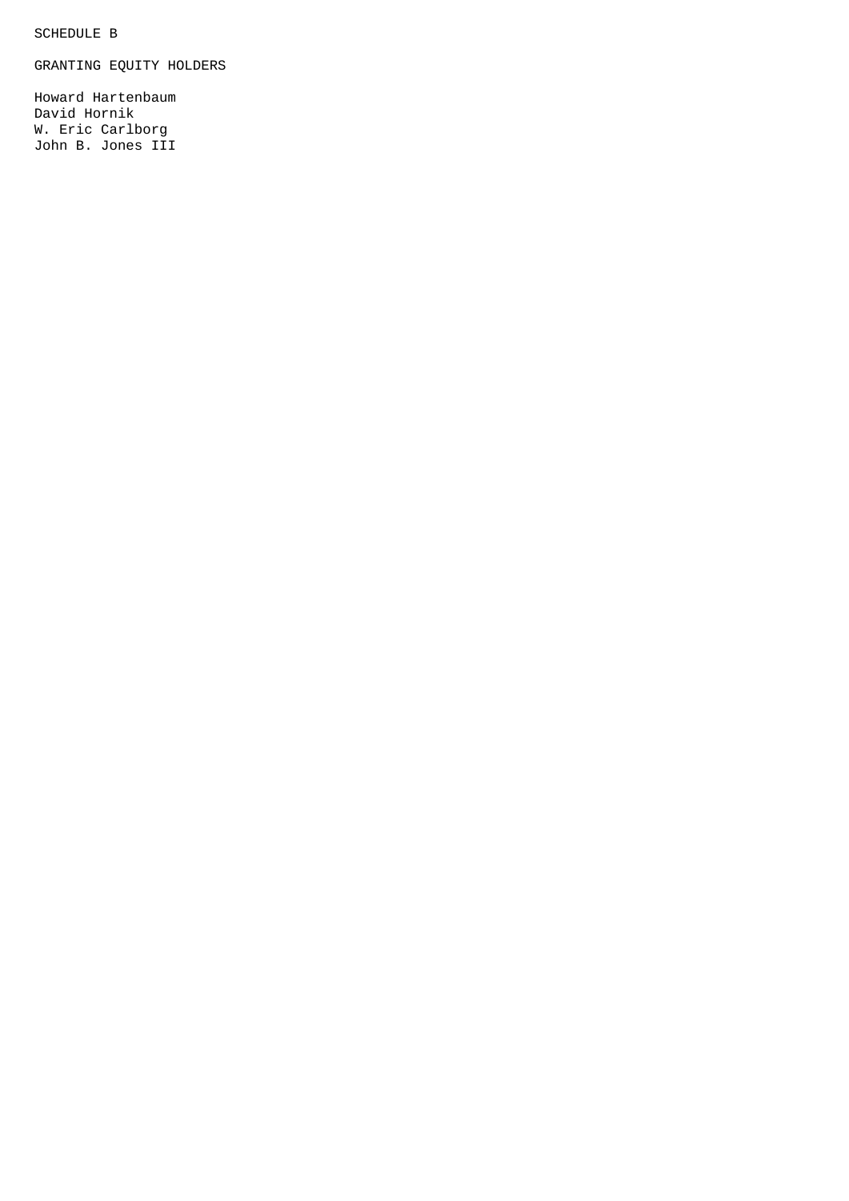SCHEDULE B

GRANTING EQUITY HOLDERS

Howard Hartenbaum
David Hornik
W. Eric Carlborg
John B. Jones III